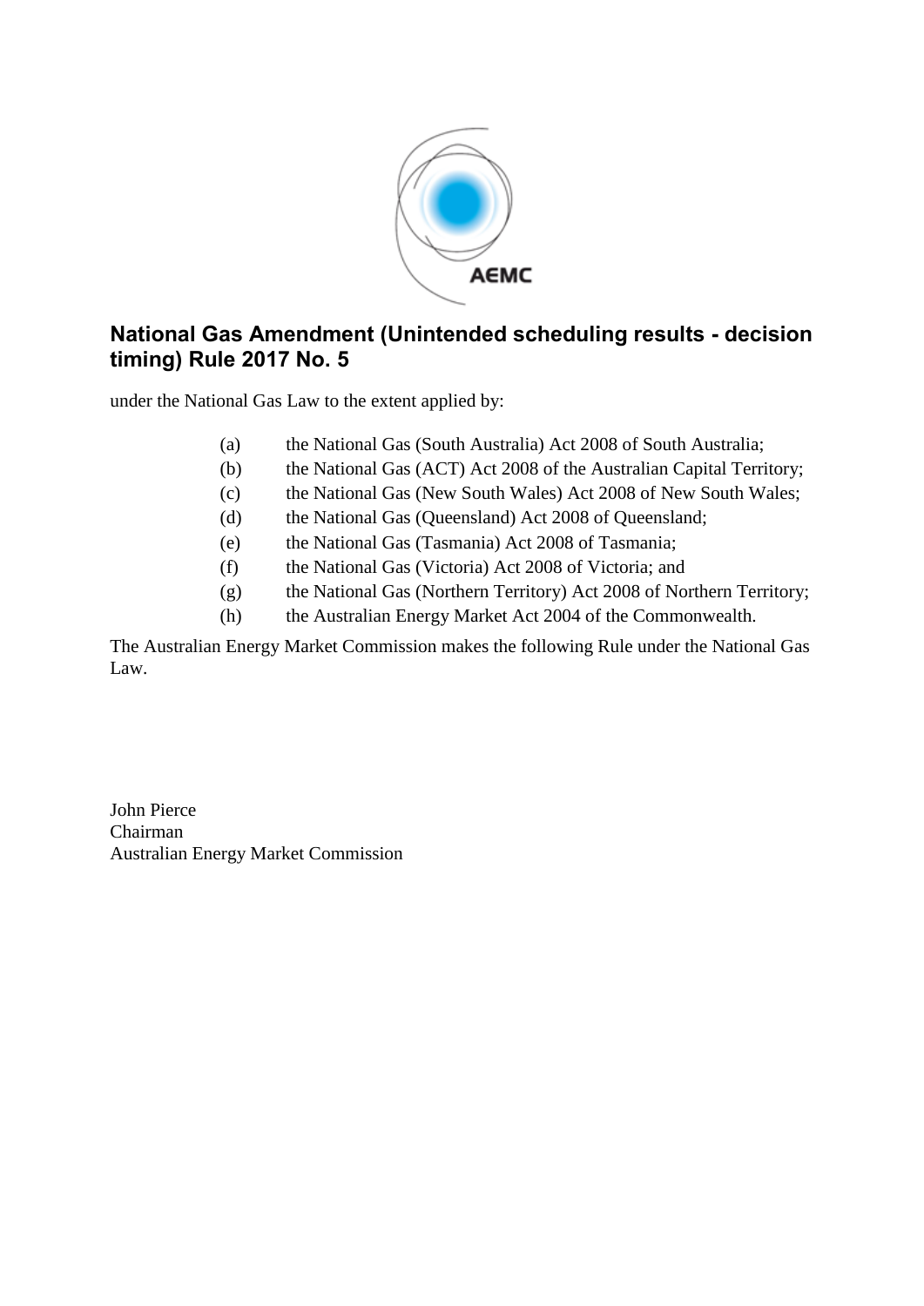# National Gas Amendment (Unintended scheduling results - decision timing) Rule 2017 No. 5

under the National Gas Law to the extent applied by:

(a) the National Gas (South Australia) Act 2008 of South Australia;

(b) the National Gas (ACT) Act 2008 of the Australian Capital Territory;

(c) the National Gas (New South Wales) Act 2008 of New South Wales;

(d) the National Gas (Queensland) Act 2008 of Queensland;

(e) the National Gas (Tasmania) Act 2008 of Tasmania;

(f) the National Gas (Victoria) Act 2008 of Victoria; and

(g) the National Gas (Northern Territory) Act 2008 of Northern Territory;

(h) the Australian Energy Market Act 2004 of the Commonwealth.

The Australian Energy Market Commission makes the following Rule under the National Gas Law.

John Pierce
Chairman
Australian Energy Market Commission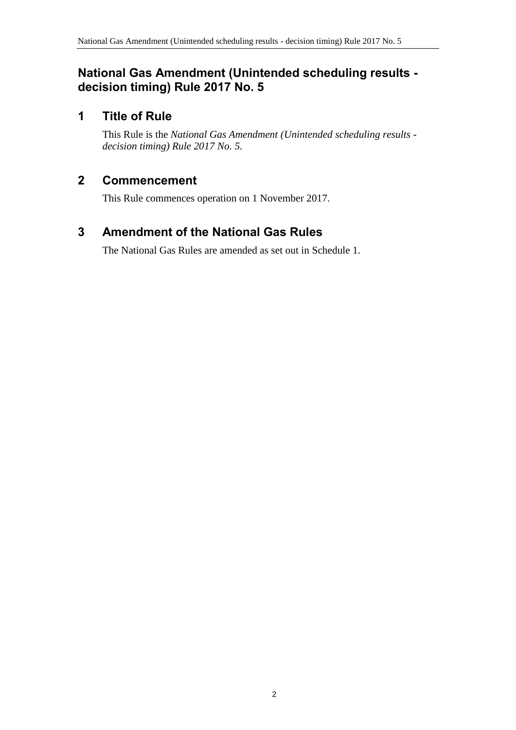# National Gas Amendment (Unintended scheduling results - decision timing) Rule 2017 No. 5

## 1 Title of Rule

This Rule is the *National Gas Amendment (Unintended scheduling results - decision timing) Rule 2017 No. 5*.

## 2 Commencement

This Rule commences operation on 1 November 2017.

## 3 Amendment of the National Gas Rules

The National Gas Rules are amended as set out in Schedule 1.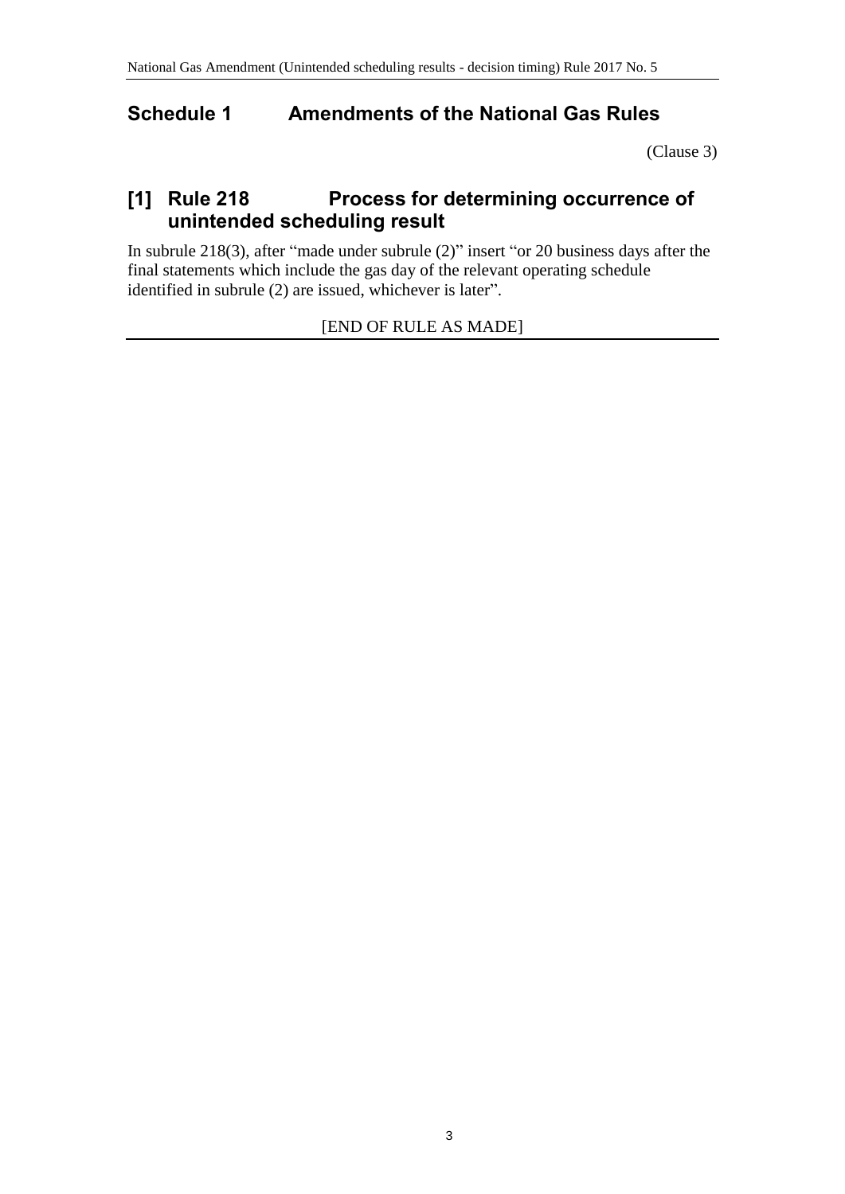# Schedule 1 Amendments of the National Gas Rules

(Clause 3)

## [1] Rule 218 Process for determining occurrence of unintended scheduling result

In subrule 218(3), after "made under subrule (2)" insert "or 20 business days after the final statements which include the gas day of the relevant operating schedule identified in subrule (2) are issued, whichever is later".

[END OF RULE AS MADE]